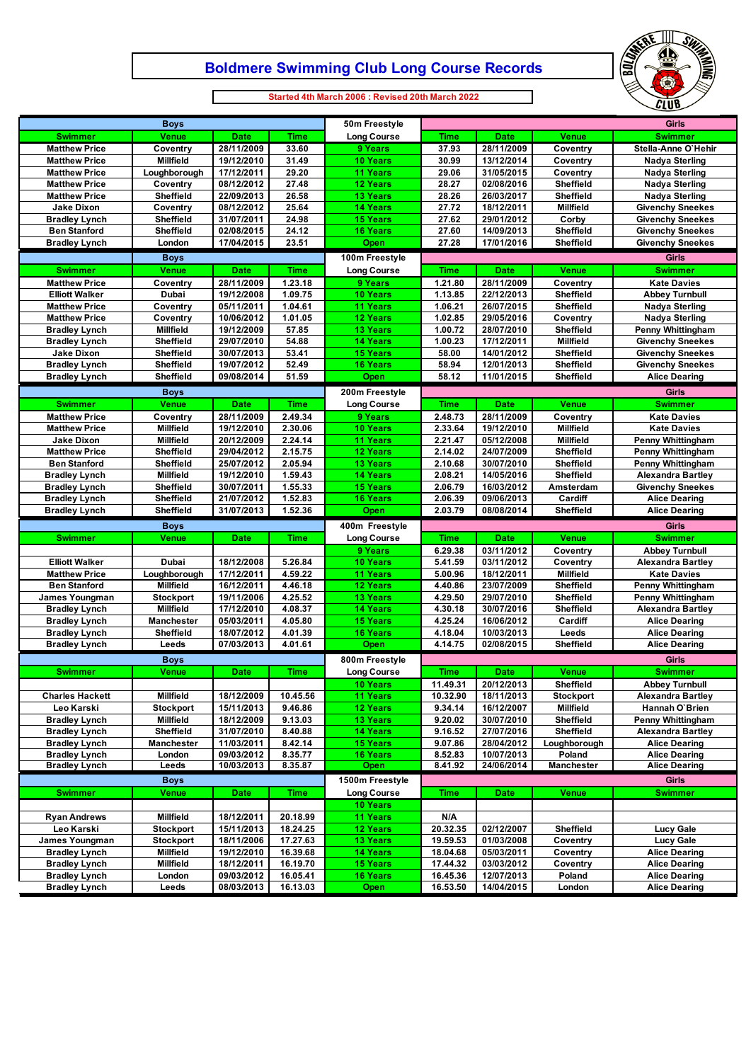# Boldmere Swimming Club Long Course Records

**Started 4th March 2006 : Revised 20th March 2022**

| Boys | | | | 50m Freestyle | Girls | | | |
|---|---|---|---|---|---|---|---|---|
| Swimmer | Venue | Date | Time | Long Course | Time | Date | Venue | Swimmer |
| Matthew Price | Coventry | 28/11/2009 | 33.60 | 9 Years | 37.93 | 28/11/2009 | Coventry | Stella-Anne O'Hehir |
| Matthew Price | Millfield | 19/12/2010 | 31.49 | 10 Years | 30.99 | 13/12/2014 | Coventry | Nadya Sterling |
| Matthew Price | Loughborough | 17/12/2011 | 29.20 | 11 Years | 29.06 | 31/05/2015 | Coventry | Nadya Sterling |
| Matthew Price | Coventry | 08/12/2012 | 27.48 | 12 Years | 28.27 | 02/08/2016 | Sheffield | Nadya Sterling |
| Matthew Price | Sheffield | 22/09/2013 | 26.58 | 13 Years | 28.26 | 26/03/2017 | Sheffield | Nadya Sterling |
| Jake Dixon | Coventry | 08/12/2012 | 25.64 | 14 Years | 27.72 | 18/12/2011 | Millfield | Givenchy Sneekes |
| Bradley Lynch | Sheffield | 31/07/2011 | 24.98 | 15 Years | 27.62 | 29/01/2012 | Corby | Givenchy Sneekes |
| Ben Stanford | Sheffield | 02/08/2015 | 24.12 | 16 Years | 27.60 | 14/09/2013 | Sheffield | Givenchy Sneekes |
| Bradley Lynch | London | 17/04/2015 | 23.51 | Open | 27.28 | 17/01/2016 | Sheffield | Givenchy Sneekes |

| Boys | | | | 100m Freestyle | Girls | | | |
|---|---|---|---|---|---|---|---|---|
| Swimmer | Venue | Date | Time | Long Course | Time | Date | Venue | Swimmer |
| Matthew Price | Coventry | 28/11/2009 | 1.23.18 | 9 Years | 1.21.80 | 28/11/2009 | Coventry | Kate Davies |
| Elliott Walker | Dubai | 19/12/2008 | 1.09.75 | 10 Years | 1.13.85 | 22/12/2013 | Sheffield | Abbey Turnbull |
| Matthew Price | Coventry | 05/11/2011 | 1.04.61 | 11 Years | 1.06.21 | 26/07/2015 | Sheffield | Nadya Sterling |
| Matthew Price | Coventry | 10/06/2012 | 1.01.05 | 12 Years | 1.02.85 | 29/05/2016 | Coventry | Nadya Sterling |
| Bradley Lynch | Millfield | 19/12/2009 | 57.85 | 13 Years | 1.00.72 | 28/07/2010 | Sheffield | Penny Whittingham |
| Bradley Lynch | Sheffield | 29/07/2010 | 54.88 | 14 Years | 1.00.23 | 17/12/2011 | Millfield | Givenchy Sneekes |
| Jake Dixon | Sheffield | 30/07/2013 | 53.41 | 15 Years | 58.00 | 14/01/2012 | Sheffield | Givenchy Sneekes |
| Bradley Lynch | Sheffield | 19/07/2012 | 52.49 | 16 Years | 58.94 | 12/01/2013 | Sheffield | Givenchy Sneekes |
| Bradley Lynch | Sheffield | 09/08/2014 | 51.59 | Open | 58.12 | 11/01/2015 | Sheffield | Alice Dearing |

| Boys | | | | 200m Freestyle | Girls | | | |
|---|---|---|---|---|---|---|---|---|
| Swimmer | Venue | Date | Time | Long Course | Time | Date | Venue | Swimmer |
| Matthew Price | Coventry | 28/11/2009 | 2.49.34 | 9 Years | 2.48.73 | 28/11/2009 | Coventry | Kate Davies |
| Matthew Price | Millfield | 19/12/2010 | 2.30.06 | 10 Years | 2.33.64 | 19/12/2010 | Millfield | Kate Davies |
| Jake Dixon | Millfield | 20/12/2009 | 2.24.14 | 11 Years | 2.21.47 | 05/12/2008 | Millfield | Penny Whittingham |
| Matthew Price | Sheffield | 29/04/2012 | 2.15.75 | 12 Years | 2.14.02 | 24/07/2009 | Sheffield | Penny Whittingham |
| Ben Stanford | Sheffield | 25/07/2012 | 2.05.94 | 13 Years | 2.10.68 | 30/07/2010 | Sheffield | Penny Whittingham |
| Bradley Lynch | Millfield | 19/12/2010 | 1.59.43 | 14 Years | 2.08.21 | 14/05/2016 | Sheffield | Alexandra Bartley |
| Bradley Lynch | Sheffield | 30/07/2011 | 1.55.33 | 15 Years | 2.06.79 | 16/03/2012 | Amsterdam | Givenchy Sneekes |
| Bradley Lynch | Sheffield | 21/07/2012 | 1.52.83 | 16 Years | 2.06.39 | 09/06/2013 | Cardiff | Alice Dearing |
| Bradley Lynch | Sheffield | 31/07/2013 | 1.52.36 | Open | 2.03.79 | 08/08/2014 | Sheffield | Alice Dearing |

| Boys | | | | 400m Freestyle | Girls | | | |
|---|---|---|---|---|---|---|---|---|
| Swimmer | Venue | Date | Time | Long Course | Time | Date | Venue | Swimmer |
| | | | | 9 Years | 6.29.38 | 03/11/2012 | Coventry | Abbey Turnbull |
| Elliott Walker | Dubai | 18/12/2008 | 5.26.84 | 10 Years | 5.41.59 | 03/11/2012 | Coventry | Alexandra Bartley |
| Matthew Price | Loughborough | 17/12/2011 | 4.59.22 | 11 Years | 5.00.96 | 18/12/2011 | Millfield | Kate Davies |
| Ben Stanford | Millfield | 16/12/2011 | 4.46.18 | 12 Years | 4.40.86 | 23/07/2009 | Sheffield | Penny Whittingham |
| James Youngman | Stockport | 19/11/2006 | 4.25.52 | 13 Years | 4.29.50 | 29/07/2010 | Sheffield | Penny Whittingham |
| Bradley Lynch | Millfield | 17/12/2010 | 4.08.37 | 14 Years | 4.30.18 | 30/07/2016 | Sheffield | Alexandra Bartley |
| Bradley Lynch | Manchester | 05/03/2011 | 4.05.80 | 15 Years | 4.25.24 | 16/06/2012 | Cardiff | Alice Dearing |
| Bradley Lynch | Sheffield | 18/07/2012 | 4.01.39 | 16 Years | 4.18.04 | 10/03/2013 | Leeds | Alice Dearing |
| Bradley Lynch | Leeds | 07/03/2013 | 4.01.61 | Open | 4.14.75 | 02/08/2015 | Sheffield | Alice Dearing |

| Boys | | | | 800m Freestyle | Girls | | | |
|---|---|---|---|---|---|---|---|---|
| Swimmer | Venue | Date | Time | Long Course | Time | Date | Venue | Swimmer |
| | | | | 10 Years | 11.49.31 | 20/12/2013 | Sheffield | Abbey Turnbull |
| Charles Hackett | Millfield | 18/12/2009 | 10.45.56 | 11 Years | 10.32.90 | 18/11/2013 | Stockport | Alexandra Bartley |
| Leo Karski | Stockport | 15/11/2013 | 9.46.86 | 12 Years | 9.34.14 | 16/12/2007 | Millfield | Hannah O'Brien |
| Bradley Lynch | Millfield | 18/12/2009 | 9.13.03 | 13 Years | 9.20.02 | 30/07/2010 | Sheffield | Penny Whittingham |
| Bradley Lynch | Sheffield | 31/07/2010 | 8.40.88 | 14 Years | 9.16.52 | 27/07/2016 | Sheffield | Alexandra Bartley |
| Bradley Lynch | Manchester | 11/03/2011 | 8.42.14 | 15 Years | 9.07.86 | 28/04/2012 | Loughborough | Alice Dearing |
| Bradley Lynch | London | 09/03/2012 | 8.35.77 | 16 Years | 8.52.83 | 10/07/2013 | Poland | Alice Dearing |
| Bradley Lynch | Leeds | 10/03/2013 | 8.35.87 | Open | 8.41.92 | 24/06/2014 | Manchester | Alice Dearing |

| Boys | | | | 1500m Freestyle | Girls | | | |
|---|---|---|---|---|---|---|---|---|
| Swimmer | Venue | Date | Time | Long Course | Time | Date | Venue | Swimmer |
| | | | | 10 Years | | | | |
| Ryan Andrews | Millfield | 18/12/2011 | 20.18.99 | 11 Years | N/A | | | |
| Leo Karski | Stockport | 15/11/2013 | 18.24.25 | 12 Years | 20.32.35 | 02/12/2007 | Sheffield | Lucy Gale |
| James Youngman | Stockport | 18/11/2006 | 17.27.63 | 13 Years | 19.59.53 | 01/03/2008 | Coventry | Lucy Gale |
| Bradley Lynch | Millfield | 19/12/2010 | 16.39.68 | 14 Years | 18.04.68 | 05/03/2011 | Coventry | Alice Dearing |
| Bradley Lynch | Millfield | 18/12/2011 | 16.19.70 | 15 Years | 17.44.32 | 03/03/2012 | Coventry | Alice Dearing |
| Bradley Lynch | London | 09/03/2012 | 16.05.41 | 16 Years | 16.45.36 | 12/07/2013 | Poland | Alice Dearing |
| Bradley Lynch | Leeds | 08/03/2013 | 16.13.03 | Open | 16.53.50 | 14/04/2015 | London | Alice Dearing |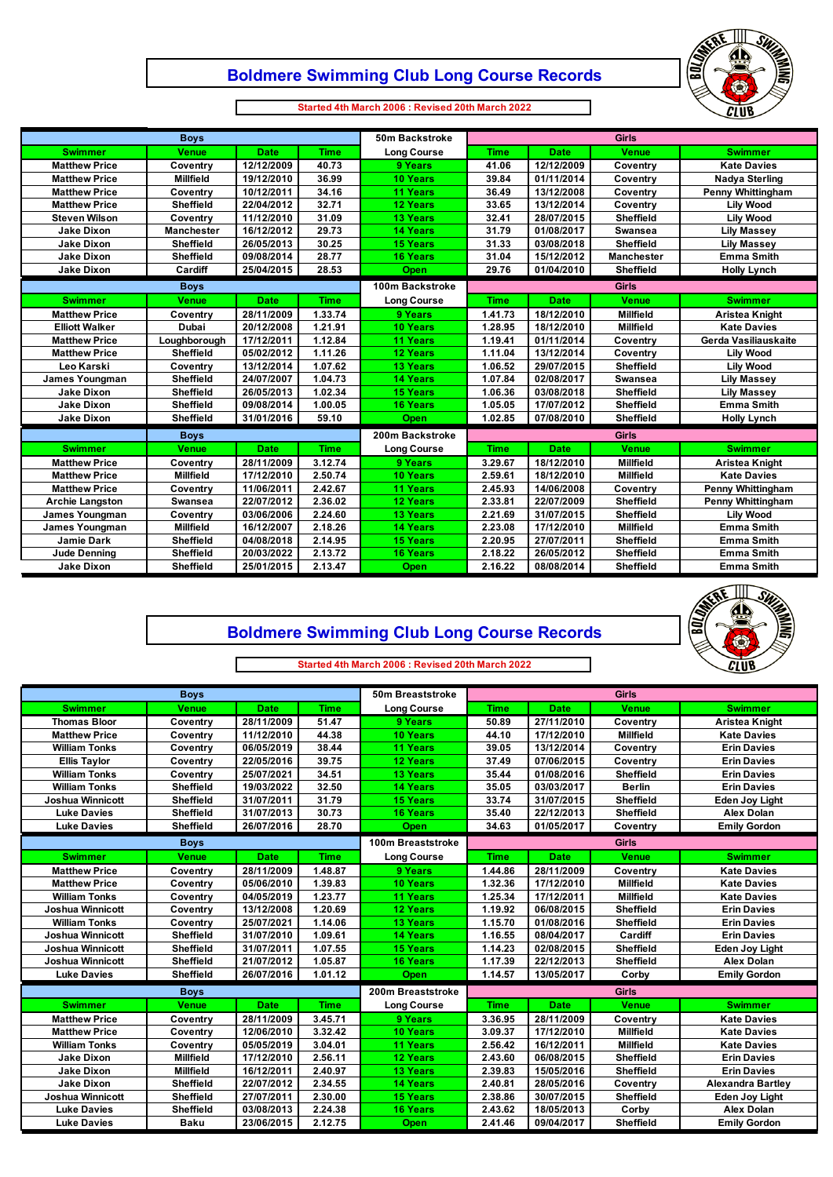# Boldmere Swimming Club Long Course Records

Started 4th March 2006 : Revised 20th March 2022

| Boys | | | | 50m Backstroke | Girls | | | |
|---|---|---|---|---|---|---|---|---|
| Swimmer | Venue | Date | Time | Long Course | Time | Date | Venue | Swimmer |
| Matthew Price | Coventry | 12/12/2009 | 40.73 | 9 Years | 41.06 | 12/12/2009 | Coventry | Kate Davies |
| Matthew Price | Millfield | 19/12/2010 | 36.99 | 10 Years | 39.84 | 01/11/2014 | Coventry | Nadya Sterling |
| Matthew Price | Coventry | 10/12/2011 | 34.16 | 11 Years | 36.49 | 13/12/2008 | Coventry | Penny Whittingham |
| Matthew Price | Sheffield | 22/04/2012 | 32.71 | 12 Years | 33.65 | 13/12/2014 | Coventry | Lily Wood |
| Steven Wilson | Coventry | 11/12/2010 | 31.09 | 13 Years | 32.41 | 28/07/2015 | Sheffield | Lily Wood |
| Jake Dixon | Manchester | 16/12/2012 | 29.73 | 14 Years | 31.79 | 01/08/2017 | Swansea | Lily Massey |
| Jake Dixon | Sheffield | 26/05/2013 | 30.25 | 15 Years | 31.33 | 03/08/2018 | Sheffield | Lily Massey |
| Jake Dixon | Sheffield | 09/08/2014 | 28.77 | 16 Years | 31.04 | 15/12/2012 | Manchester | Emma Smith |
| Jake Dixon | Cardiff | 25/04/2015 | 28.53 | Open | 29.76 | 01/04/2010 | Sheffield | Holly Lynch |

| Boys | | | | 100m Backstroke | Girls | | | |
|---|---|---|---|---|---|---|---|---|
| Swimmer | Venue | Date | Time | Long Course | Time | Date | Venue | Swimmer |
| Matthew Price | Coventry | 28/11/2009 | 1.33.74 | 9 Years | 1.41.73 | 18/12/2010 | Millfield | Aristea Knight |
| Elliott Walker | Dubai | 20/12/2008 | 1.21.91 | 10 Years | 1.28.95 | 18/12/2010 | Millfield | Kate Davies |
| Matthew Price | Loughborough | 17/12/2011 | 1.12.84 | 11 Years | 1.19.41 | 01/11/2014 | Coventry | Gerda Vasiliauskaite |
| Matthew Price | Sheffield | 05/02/2012 | 1.11.26 | 12 Years | 1.11.04 | 13/12/2014 | Coventry | Lily Wood |
| Leo Karski | Coventry | 13/12/2014 | 1.07.62 | 13 Years | 1.06.52 | 29/07/2015 | Sheffield | Lily Wood |
| James Youngman | Sheffield | 24/07/2007 | 1.04.73 | 14 Years | 1.07.84 | 02/08/2017 | Swansea | Lily Massey |
| Jake Dixon | Sheffield | 26/05/2013 | 1.02.34 | 15 Years | 1.06.36 | 03/08/2018 | Sheffield | Lily Massey |
| Jake Dixon | Sheffield | 09/08/2014 | 1.00.05 | 16 Years | 1.05.05 | 17/07/2012 | Sheffield | Emma Smith |
| Jake Dixon | Sheffield | 31/01/2016 | 59.10 | Open | 1.02.85 | 07/08/2010 | Sheffield | Holly Lynch |

| Boys | | | | 200m Backstroke | Girls | | | |
|---|---|---|---|---|---|---|---|---|
| Swimmer | Venue | Date | Time | Long Course | Time | Date | Venue | Swimmer |
| Matthew Price | Coventry | 28/11/2009 | 3.12.74 | 9 Years | 3.29.67 | 18/12/2010 | Millfield | Aristea Knight |
| Matthew Price | Millfield | 17/12/2010 | 2.50.74 | 10 Years | 2.59.61 | 18/12/2010 | Millfield | Kate Davies |
| Matthew Price | Coventry | 11/06/2011 | 2.42.67 | 11 Years | 2.45.93 | 14/06/2008 | Coventry | Penny Whittingham |
| Archie Langston | Swansea | 22/07/2012 | 2.36.02 | 12 Years | 2.33.81 | 22/07/2009 | Sheffield | Penny Whittingham |
| James Youngman | Coventry | 03/06/2006 | 2.24.60 | 13 Years | 2.21.69 | 31/07/2015 | Sheffield | Lily Wood |
| James Youngman | Millfield | 16/12/2007 | 2.18.26 | 14 Years | 2.23.08 | 17/12/2010 | Millfield | Emma Smith |
| Jamie Dark | Sheffield | 04/08/2018 | 2.14.95 | 15 Years | 2.20.95 | 27/07/2011 | Sheffield | Emma Smith |
| Jude Denning | Sheffield | 20/03/2022 | 2.13.72 | 16 Years | 2.18.22 | 26/05/2012 | Sheffield | Emma Smith |
| Jake Dixon | Sheffield | 25/01/2015 | 2.13.47 | Open | 2.16.22 | 08/08/2014 | Sheffield | Emma Smith |

# Boldmere Swimming Club Long Course Records

Started 4th March 2006 : Revised 20th March 2022

| Boys | | | | 50m Breaststroke | Girls | | | |
|---|---|---|---|---|---|---|---|---|
| Swimmer | Venue | Date | Time | Long Course | Time | Date | Venue | Swimmer |
| Thomas Bloor | Coventry | 28/11/2009 | 51.47 | 9 Years | 50.89 | 27/11/2010 | Coventry | Aristea Knight |
| Matthew Price | Coventry | 11/12/2010 | 44.38 | 10 Years | 44.10 | 17/12/2010 | Millfield | Kate Davies |
| William Tonks | Coventry | 06/05/2019 | 38.44 | 11 Years | 39.05 | 13/12/2014 | Coventry | Erin Davies |
| Ellis Taylor | Coventry | 22/05/2016 | 39.75 | 12 Years | 37.49 | 07/06/2015 | Coventry | Erin Davies |
| William Tonks | Coventry | 25/07/2021 | 34.51 | 13 Years | 35.44 | 01/08/2016 | Sheffield | Erin Davies |
| William Tonks | Sheffield | 19/03/2022 | 32.50 | 14 Years | 35.05 | 03/03/2017 | Berlin | Erin Davies |
| Joshua Winnicott | Sheffield | 31/07/2011 | 31.79 | 15 Years | 33.74 | 31/07/2015 | Sheffield | Eden Joy Light |
| Luke Davies | Sheffield | 31/07/2013 | 30.73 | 16 Years | 35.40 | 22/12/2013 | Sheffield | Alex Dolan |
| Luke Davies | Sheffield | 26/07/2016 | 28.70 | Open | 34.63 | 01/05/2017 | Coventry | Emily Gordon |

| Boys | | | | 100m Breaststroke | Girls | | | |
|---|---|---|---|---|---|---|---|---|
| Swimmer | Venue | Date | Time | Long Course | Time | Date | Venue | Swimmer |
| Matthew Price | Coventry | 28/11/2009 | 1.48.87 | 9 Years | 1.44.86 | 28/11/2009 | Coventry | Kate Davies |
| Matthew Price | Coventry | 05/06/2010 | 1.39.83 | 10 Years | 1.32.36 | 17/12/2010 | Millfield | Kate Davies |
| William Tonks | Coventry | 04/05/2019 | 1.23.77 | 11 Years | 1.25.34 | 17/12/2011 | Millfield | Kate Davies |
| Joshua Winnicott | Coventry | 13/12/2008 | 1.20.69 | 12 Years | 1.19.92 | 06/08/2015 | Sheffield | Erin Davies |
| William Tonks | Coventry | 25/07/2021 | 1.14.06 | 13 Years | 1.15.70 | 01/08/2016 | Sheffield | Erin Davies |
| Joshua Winnicott | Sheffield | 31/07/2010 | 1.09.61 | 14 Years | 1.16.55 | 08/04/2017 | Cardiff | Erin Davies |
| Joshua Winnicott | Sheffield | 31/07/2011 | 1.07.55 | 15 Years | 1.14.23 | 02/08/2015 | Sheffield | Eden Joy Light |
| Joshua Winnicott | Sheffield | 21/07/2012 | 1.05.87 | 16 Years | 1.17.39 | 22/12/2013 | Sheffield | Alex Dolan |
| Luke Davies | Sheffield | 26/07/2016 | 1.01.12 | Open | 1.14.57 | 13/05/2017 | Corby | Emily Gordon |

| Boys | | | | 200m Breaststroke | Girls | | | |
|---|---|---|---|---|---|---|---|---|
| Swimmer | Venue | Date | Time | Long Course | Time | Date | Venue | Swimmer |
| Matthew Price | Coventry | 28/11/2009 | 3.45.71 | 9 Years | 3.36.95 | 28/11/2009 | Coventry | Kate Davies |
| Matthew Price | Coventry | 12/06/2010 | 3.32.42 | 10 Years | 3.09.37 | 17/12/2010 | Millfield | Kate Davies |
| William Tonks | Coventry | 05/05/2019 | 3.04.01 | 11 Years | 2.56.42 | 16/12/2011 | Millfield | Kate Davies |
| Jake Dixon | Millfield | 17/12/2010 | 2.56.11 | 12 Years | 2.43.60 | 06/08/2015 | Sheffield | Erin Davies |
| Jake Dixon | Millfield | 16/12/2011 | 2.40.97 | 13 Years | 2.39.83 | 15/05/2016 | Sheffield | Erin Davies |
| Jake Dixon | Sheffield | 22/07/2012 | 2.34.55 | 14 Years | 2.40.81 | 28/05/2016 | Coventry | Alexandra Bartley |
| Joshua Winnicott | Sheffield | 27/07/2011 | 2.30.00 | 15 Years | 2.38.86 | 30/07/2015 | Sheffield | Eden Joy Light |
| Luke Davies | Sheffield | 03/08/2013 | 2.24.38 | 16 Years | 2.43.62 | 18/05/2013 | Corby | Alex Dolan |
| Luke Davies | Baku | 23/06/2015 | 2.12.75 | Open | 2.41.46 | 09/04/2017 | Sheffield | Emily Gordon |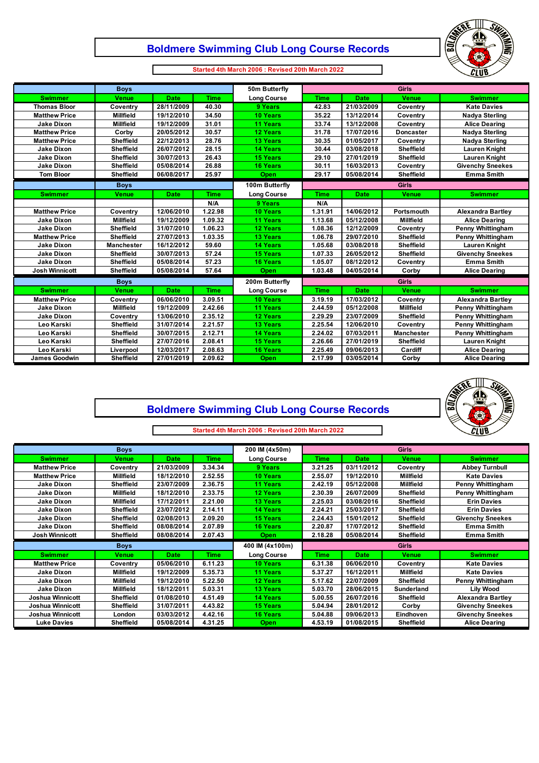# Boldmere Swimming Club Long Course Records

**Started 4th March 2006 : Revised 20th March 2022**

| Boys | | | | 50m Butterfly | Girls | | | |
|---|---|---|---|---|---|---|---|---|
| Swimmer | Venue | Date | Time | Long Course | Time | Date | Venue | Swimmer |
| Thomas Bloor | Coventry | 28/11/2009 | 40.30 | 9 Years | 42.83 | 21/03/2009 | Coventry | Kate Davies |
| Matthew Price | Millfield | 19/12/2010 | 34.50 | 10 Years | 35.22 | 13/12/2014 | Coventry | Nadya Sterling |
| Jake Dixon | Millfield | 19/12/2009 | 31.01 | 11 Years | 33.74 | 13/12/2008 | Coventry | Alice Dearing |
| Matthew Price | Corby | 20/05/2012 | 30.57 | 12 Years | 31.78 | 17/07/2016 | Doncaster | Nadya Sterling |
| Matthew Price | Sheffield | 22/12/2013 | 28.76 | 13 Years | 30.35 | 01/05/2017 | Coventry | Nadya Sterling |
| Jake Dixon | Sheffield | 26/07/2012 | 28.15 | 14 Years | 30.44 | 03/08/2018 | Sheffield | Lauren Knight |
| Jake Dixon | Sheffield | 30/07/2013 | 26.43 | 15 Years | 29.10 | 27/01/2019 | Sheffield | Lauren Knight |
| Jake Dixon | Sheffield | 05/08/2014 | 26.88 | 16 Years | 30.11 | 16/03/2013 | Coventry | Givenchy Sneekes |
| Tom Bloor | Sheffield | 06/08/2017 | 25.97 | Open | 29.17 | 05/08/2014 | Sheffield | Emma Smith |

| Boys | | | | 100m Butterfly | Girls | | | |
|---|---|---|---|---|---|---|---|---|
| Swimmer | Venue | Date | Time | Long Course | Time | Date | Venue | Swimmer |
| | | | N/A | 9 Years | N/A | | | |
| Matthew Price | Coventry | 12/06/2010 | 1.22.98 | 10 Years | 1.31.91 | 14/06/2012 | Portsmouth | Alexandra Bartley |
| Jake Dixon | Millfield | 19/12/2009 | 1.09.32 | 11 Years | 1.13.68 | 05/12/2008 | Millfield | Alice Dearing |
| Jake Dixon | Sheffield | 31/07/2010 | 1.06.23 | 12 Years | 1.08.36 | 12/12/2009 | Coventry | Penny Whittingham |
| Matthew Price | Sheffield | 27/07/2013 | 1.03.35 | 13 Years | 1.06.78 | 29/07/2010 | Sheffield | Penny Whittingham |
| Jake Dixon | Manchester | 16/12/2012 | 59.60 | 14 Years | 1.05.68 | 03/08/2018 | Sheffield | Lauren Knight |
| Jake Dixon | Sheffield | 30/07/2013 | 57.24 | 15 Years | 1.07.33 | 26/05/2012 | Sheffield | Givenchy Sneekes |
| Jake Dixon | Sheffield | 05/08/2014 | 57.23 | 16 Years | 1.05.07 | 08/12/2012 | Coventry | Emma Smith |
| Josh Winnicott | Sheffield | 05/08/2014 | 57.64 | Open | 1.03.48 | 04/05/2014 | Corby | Alice Dearing |

| Boys | | | | 200m Butterfly | Girls | | | |
|---|---|---|---|---|---|---|---|---|
| Swimmer | Venue | Date | Time | Long Course | Time | Date | Venue | Swimmer |
| Matthew Price | Coventry | 06/06/2010 | 3.09.51 | 10 Years | 3.19.19 | 17/03/2012 | Coventry | Alexandra Bartley |
| Jake Dixon | Millfield | 19/12/2009 | 2.42.66 | 11 Years | 2.44.59 | 05/12/2008 | Millfield | Penny Whittingham |
| Jake Dixon | Coventry | 13/06/2010 | 2.35.12 | 12 Years | 2.29.29 | 23/07/2009 | Sheffield | Penny Whittingham |
| Leo Karski | Sheffield | 31/07/2014 | 2.21.57 | 13 Years | 2.25.54 | 12/06/2010 | Coventry | Penny Whittingham |
| Leo Karski | Sheffield | 30/07/2015 | 2.12.71 | 14 Years | 2.24.02 | 07/03/2011 | Manchester | Penny Whittingham |
| Leo Karski | Sheffield | 27/07/2016 | 2.08.41 | 15 Years | 2.26.66 | 27/01/2019 | Sheffield | Lauren Knight |
| Leo Karski | Liverpool | 12/03/2017 | 2.08.63 | 16 Years | 2.25.49 | 09/06/2013 | Cardiff | Alice Dearing |
| James Goodwin | Sheffield | 27/01/2019 | 2.09.62 | Open | 2.17.99 | 03/05/2014 | Corby | Alice Dearing |

# Boldmere Swimming Club Long Course Records

**Started 4th March 2006 : Revised 20th March 2022**

| Boys | | | | 200 IM (4x50m) | Girls | | | |
|---|---|---|---|---|---|---|---|---|
| Swimmer | Venue | Date | Time | Long Course | Time | Date | Venue | Swimmer |
| Matthew Price | Coventry | 21/03/2009 | 3.34.34 | 9 Years | 3.21.25 | 03/11/2012 | Coventry | Abbey Turnbull |
| Matthew Price | Millfield | 18/12/2010 | 2.52.55 | 10 Years | 2.55.07 | 19/12/2010 | Millfield | Kate Davies |
| Jake Dixon | Sheffield | 23/07/2009 | 2.36.75 | 11 Years | 2.42.19 | 05/12/2008 | Millfield | Penny Whittingham |
| Jake Dixon | Millfield | 18/12/2010 | 2.33.75 | 12 Years | 2.30.39 | 26/07/2009 | Sheffield | Penny Whittingham |
| Jake Dixon | Millfield | 17/12/2011 | 2.21.00 | 13 Years | 2.25.03 | 03/08/2016 | Sheffield | Erin Davies |
| Jake Dixon | Sheffield | 23/07/2012 | 2.14.11 | 14 Years | 2.24.21 | 25/03/2017 | Sheffield | Erin Davies |
| Jake Dixon | Sheffield | 02/08/2013 | 2.09.20 | 15 Years | 2.24.43 | 15/01/2012 | Sheffield | Givenchy Sneekes |
| Jake Dixon | Sheffield | 08/08/2014 | 2.07.89 | 16 Years | 2.20.87 | 17/07/2012 | Sheffield | Emma Smith |
| Josh Winnicott | Sheffield | 08/08/2014 | 2.07.43 | Open | 2.18.28 | 05/08/2014 | Sheffield | Emma Smith |

| Boys | | | | 400 IM (4x100m) | Girls | | | |
|---|---|---|---|---|---|---|---|---|
| Swimmer | Venue | Date | Time | Long Course | Time | Date | Venue | Swimmer |
| Matthew Price | Coventry | 05/06/2010 | 6.11.23 | 10 Years | 6.31.38 | 06/06/2010 | Coventry | Kate Davies |
| Jake Dixon | Millfield | 19/12/2009 | 5.35.73 | 11 Years | 5.37.27 | 16/12/2011 | Millfield | Kate Davies |
| Jake Dixon | Millfield | 19/12/2010 | 5.22.50 | 12 Years | 5.17.62 | 22/07/2009 | Sheffield | Penny Whittingham |
| Jake Dixon | Millfield | 18/12/2011 | 5.03.31 | 13 Years | 5.03.70 | 28/06/2015 | Sunderland | Lily Wood |
| Joshua Winnicott | Sheffield | 01/08/2010 | 4.51.49 | 14 Years | 5.00.55 | 26/07/2016 | Sheffield | Alexandra Bartley |
| Joshua Winnicott | Sheffield | 31/07/2011 | 4.43.82 | 15 Years | 5.04.94 | 28/01/2012 | Corby | Givenchy Sneekes |
| Joshua Winnicott | London | 03/03/2012 | 4.42.16 | 16 Years | 5.04.88 | 09/06/2013 | Eindhoven | Givenchy Sneekes |
| Luke Davies | Sheffield | 05/08/2014 | 4.31.25 | Open | 4.53.19 | 01/08/2015 | Sheffield | Alice Dearing |